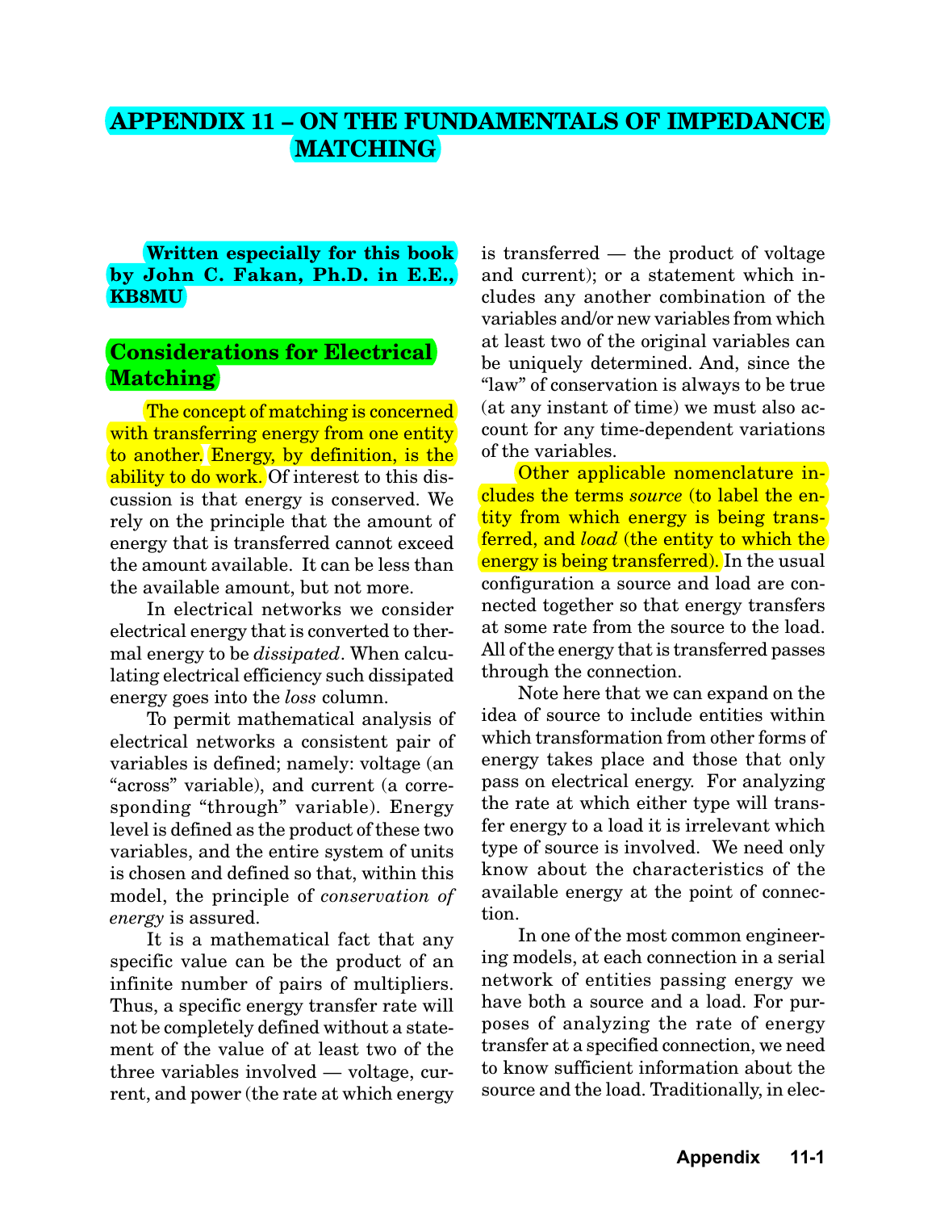# APPENDIX 11 – ON THE FUNDAMENTALS OF IMPEDANCE MATCHING

**Written especially for this book by John C. Fakan, Ph.D. in E.E., KB8MU**

## Considerations for Electrical Matching

The concept of matching is concerned with transferring energy from one entity to another. Energy, by definition, is the ability to do work. Of interest to this discussion is that energy is conserved. We rely on the principle that the amount of energy that is transferred cannot exceed the amount available. It can be less than the available amount, but not more.

In electrical networks we consider electrical energy that is converted to thermal energy to be *dissipated*. When calculating electrical efficiency such dissipated energy goes into the *loss* column.

To permit mathematical analysis of electrical networks a consistent pair of variables is defined; namely: voltage (an "across" variable), and current (a corresponding "through" variable). Energy level is defined as the product of these two variables, and the entire system of units is chosen and defined so that, within this model, the principle of *conservation of energy* is assured.

It is a mathematical fact that any specific value can be the product of an infinite number of pairs of multipliers. Thus, a specific energy transfer rate will not be completely defined without a statement of the value of at least two of the three variables involved — voltage, current, and power (the rate at which energy is transferred — the product of voltage and current); or a statement which includes any another combination of the variables and/or new variables from which at least two of the original variables can be uniquely determined. And, since the "law" of conservation is always to be true (at any instant of time) we must also account for any time-dependent variations of the variables.

Other applicable nomenclature includes the terms *source* (to label the entity from which energy is being transferred, and *load* (the entity to which the energy is being transferred). In the usual configuration a source and load are connected together so that energy transfers at some rate from the source to the load. All of the energy that is transferred passes through the connection.

Note here that we can expand on the idea of source to include entities within which transformation from other forms of energy takes place and those that only pass on electrical energy. For analyzing the rate at which either type will transfer energy to a load it is irrelevant which type of source is involved. We need only know about the characteristics of the available energy at the point of connection.

In one of the most common engineering models, at each connection in a serial network of entities passing energy we have both a source and a load. For purposes of analyzing the rate of energy transfer at a specified connection, we need to know sufficient information about the source and the load. Traditionally, in elec-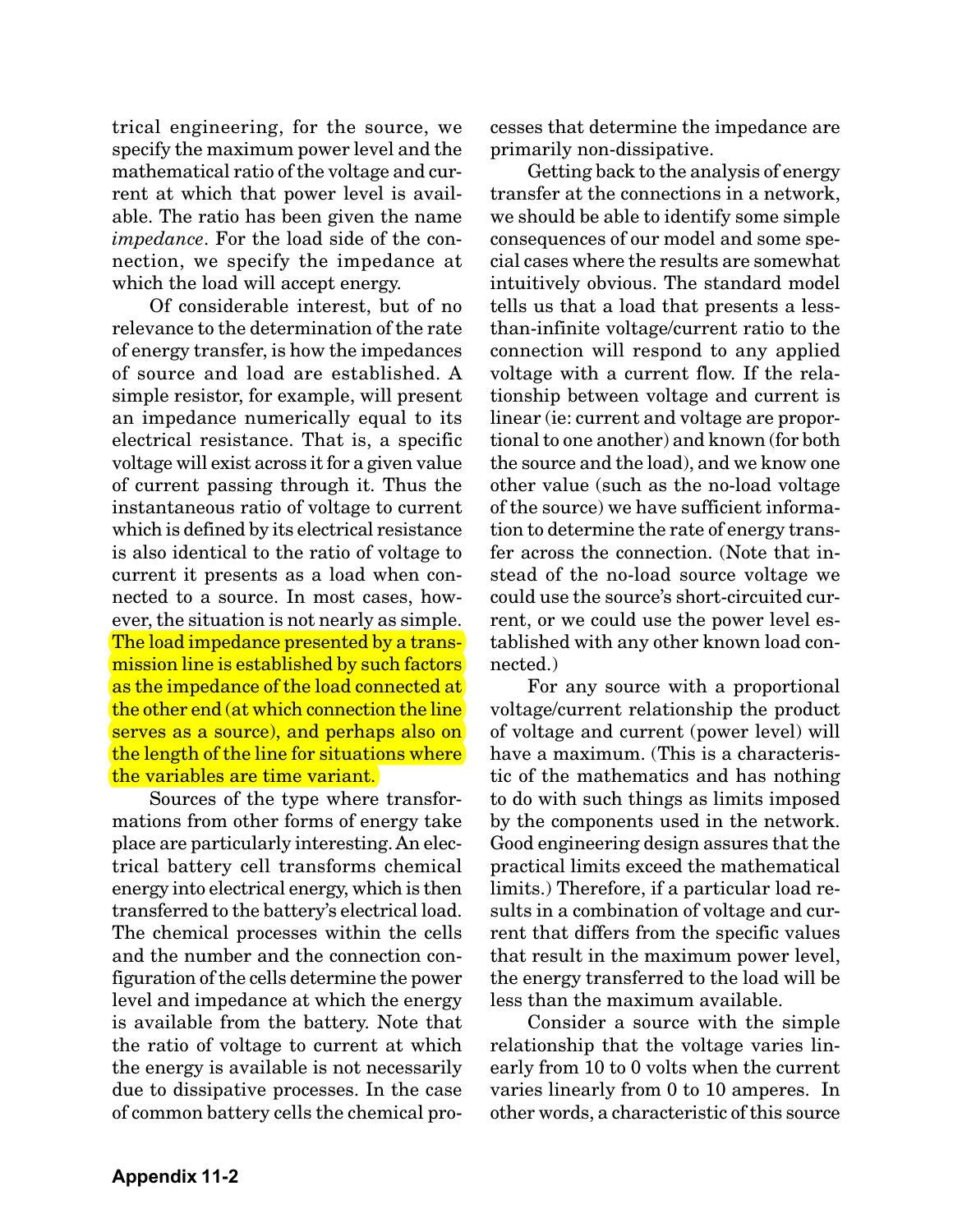trical engineering, for the source, we specify the maximum power level and the mathematical ratio of the voltage and current at which that power level is available. The ratio has been given the name *impedance*. For the load side of the connection, we specify the impedance at which the load will accept energy.

Of considerable interest, but of no relevance to the determination of the rate of energy transfer, is how the impedances of source and load are established. A simple resistor, for example, will present an impedance numerically equal to its electrical resistance. That is, a specific voltage will exist across it for a given value of current passing through it. Thus the instantaneous ratio of voltage to current which is defined by its electrical resistance is also identical to the ratio of voltage to current it presents as a load when connected to a source. In most cases, however, the situation is not nearly as simple. The load impedance presented by a transmission line is established by such factors as the impedance of the load connected at the other end (at which connection the line serves as a source), and perhaps also on the length of the line for situations where the variables are time variant.

Sources of the type where transformations from other forms of energy take place are particularly interesting. An electrical battery cell transforms chemical energy into electrical energy, which is then transferred to the battery's electrical load. The chemical processes within the cells and the number and the connection configuration of the cells determine the power level and impedance at which the energy is available from the battery. Note that the ratio of voltage to current at which the energy is available is not necessarily due to dissipative processes. In the case of common battery cells the chemical processes that determine the impedance are primarily non-dissipative.

Getting back to the analysis of energy transfer at the connections in a network, we should be able to identify some simple consequences of our model and some special cases where the results are somewhat intuitively obvious. The standard model tells us that a load that presents a less-than-infinite voltage/current ratio to the connection will respond to any applied voltage with a current flow. If the relationship between voltage and current is linear (ie: current and voltage are proportional to one another) and known (for both the source and the load), and we know one other value (such as the no-load voltage of the source) we have sufficient information to determine the rate of energy transfer across the connection. (Note that instead of the no-load source voltage we could use the source's short-circuited current, or we could use the power level established with any other known load connected.)

For any source with a proportional voltage/current relationship the product of voltage and current (power level) will have a maximum. (This is a characteristic of the mathematics and has nothing to do with such things as limits imposed by the components used in the network. Good engineering design assures that the practical limits exceed the mathematical limits.) Therefore, if a particular load results in a combination of voltage and current that differs from the specific values that result in the maximum power level, the energy transferred to the load will be less than the maximum available.

Consider a source with the simple relationship that the voltage varies linearly from 10 to 0 volts when the current varies linearly from 0 to 10 amperes. In other words, a characteristic of this source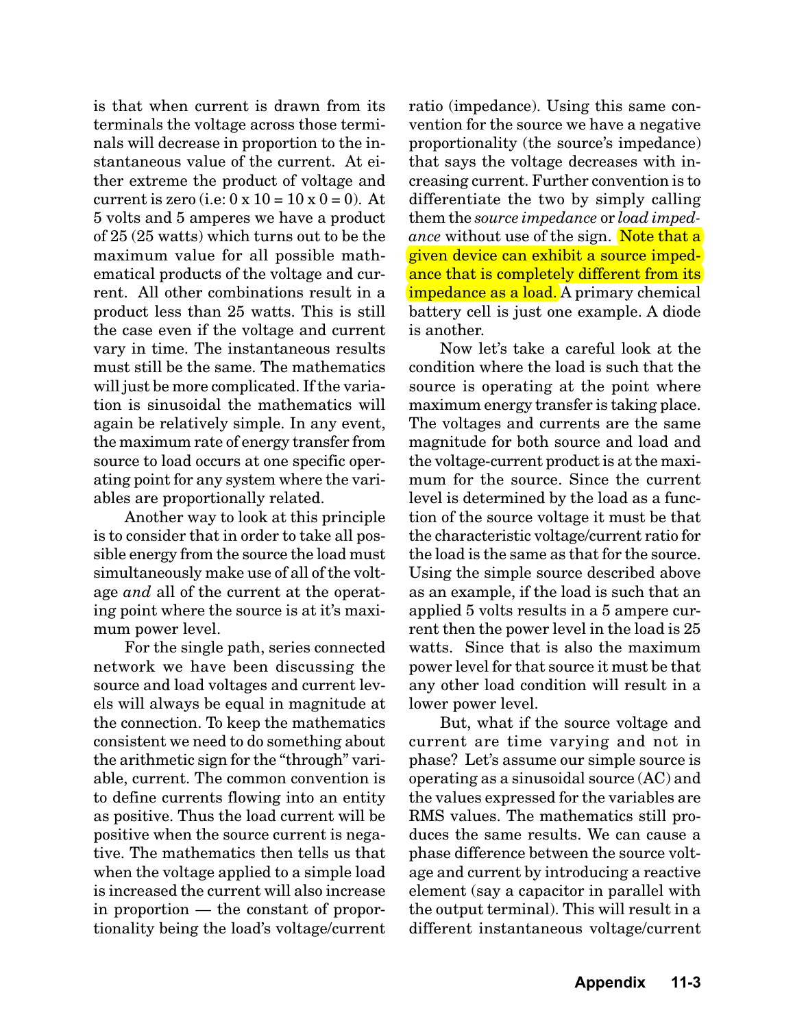is that when current is drawn from its terminals the voltage across those terminals will decrease in proportion to the instantaneous value of the current. At either extreme the product of voltage and current is zero (i.e: 0 x 10 = 10 x 0 = 0). At 5 volts and 5 amperes we have a product of 25 (25 watts) which turns out to be the maximum value for all possible mathematical products of the voltage and current. All other combinations result in a product less than 25 watts. This is still the case even if the voltage and current vary in time. The instantaneous results must still be the same. The mathematics will just be more complicated. If the variation is sinusoidal the mathematics will again be relatively simple. In any event, the maximum rate of energy transfer from source to load occurs at one specific operating point for any system where the variables are proportionally related.

Another way to look at this principle is to consider that in order to take all possible energy from the source the load must simultaneously make use of all of the voltage *and* all of the current at the operating point where the source is at it's maximum power level.

For the single path, series connected network we have been discussing the source and load voltages and current levels will always be equal in magnitude at the connection. To keep the mathematics consistent we need to do something about the arithmetic sign for the "through" variable, current. The common convention is to define currents flowing into an entity as positive. Thus the load current will be positive when the source current is negative. The mathematics then tells us that when the voltage applied to a simple load is increased the current will also increase in proportion — the constant of proportionality being the load's voltage/current ratio (impedance). Using this same convention for the source we have a negative proportionality (the source's impedance) that says the voltage decreases with increasing current. Further convention is to differentiate the two by simply calling them the *source impedance* or *load impedance* without use of the sign. Note that a given device can exhibit a source impedance that is completely different from its impedance as a load. A primary chemical battery cell is just one example. A diode is another.

Now let's take a careful look at the condition where the load is such that the source is operating at the point where maximum energy transfer is taking place. The voltages and currents are the same magnitude for both source and load and the voltage-current product is at the maximum for the source. Since the current level is determined by the load as a function of the source voltage it must be that the characteristic voltage/current ratio for the load is the same as that for the source. Using the simple source described above as an example, if the load is such that an applied 5 volts results in a 5 ampere current then the power level in the load is 25 watts. Since that is also the maximum power level for that source it must be that any other load condition will result in a lower power level.

But, what if the source voltage and current are time varying and not in phase? Let's assume our simple source is operating as a sinusoidal source (AC) and the values expressed for the variables are RMS values. The mathematics still produces the same results. We can cause a phase difference between the source voltage and current by introducing a reactive element (say a capacitor in parallel with the output terminal). This will result in a different instantaneous voltage/current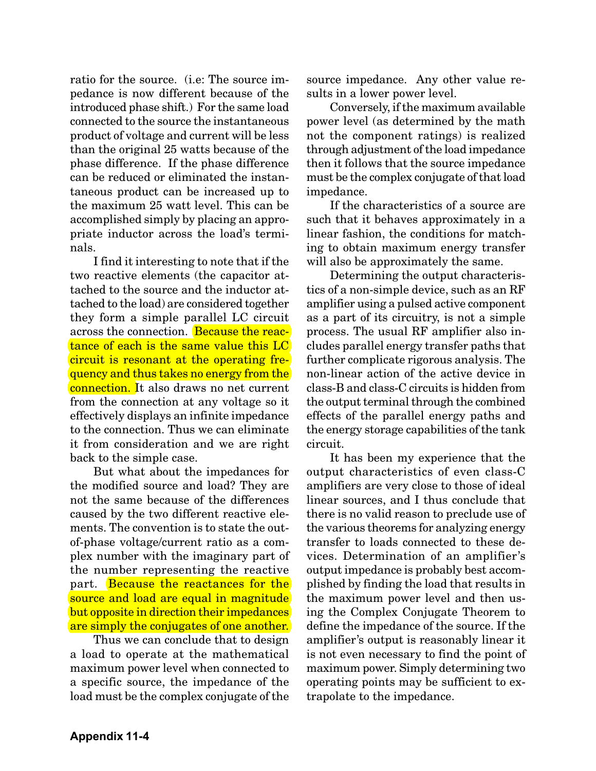ratio for the source. (i.e: The source impedance is now different because of the introduced phase shift.) For the same load connected to the source the instantaneous product of voltage and current will be less than the original 25 watts because of the phase difference. If the phase difference can be reduced or eliminated the instantaneous product can be increased up to the maximum 25 watt level. This can be accomplished simply by placing an appropriate inductor across the load's terminals.

I find it interesting to note that if the two reactive elements (the capacitor attached to the source and the inductor attached to the load) are considered together they form a simple parallel LC circuit across the connection. Because the reactance of each is the same value this LC circuit is resonant at the operating frequency and thus takes no energy from the connection. It also draws no net current from the connection at any voltage so it effectively displays an infinite impedance to the connection. Thus we can eliminate it from consideration and we are right back to the simple case.

But what about the impedances for the modified source and load? They are not the same because of the differences caused by the two different reactive elements. The convention is to state the out-of-phase voltage/current ratio as a complex number with the imaginary part of the number representing the reactive part. Because the reactances for the source and load are equal in magnitude but opposite in direction their impedances are simply the conjugates of one another.

Thus we can conclude that to design a load to operate at the mathematical maximum power level when connected to a specific source, the impedance of the load must be the complex conjugate of the source impedance. Any other value results in a lower power level.

Conversely, if the maximum available power level (as determined by the math not the component ratings) is realized through adjustment of the load impedance then it follows that the source impedance must be the complex conjugate of that load impedance.

If the characteristics of a source are such that it behaves approximately in a linear fashion, the conditions for matching to obtain maximum energy transfer will also be approximately the same.

Determining the output characteristics of a non-simple device, such as an RF amplifier using a pulsed active component as a part of its circuitry, is not a simple process. The usual RF amplifier also includes parallel energy transfer paths that further complicate rigorous analysis. The non-linear action of the active device in class-B and class-C circuits is hidden from the output terminal through the combined effects of the parallel energy paths and the energy storage capabilities of the tank circuit.

It has been my experience that the output characteristics of even class-C amplifiers are very close to those of ideal linear sources, and I thus conclude that there is no valid reason to preclude use of the various theorems for analyzing energy transfer to loads connected to these devices. Determination of an amplifier's output impedance is probably best accomplished by finding the load that results in the maximum power level and then using the Complex Conjugate Theorem to define the impedance of the source. If the amplifier's output is reasonably linear it is not even necessary to find the point of maximum power. Simply determining two operating points may be sufficient to extrapolate to the impedance.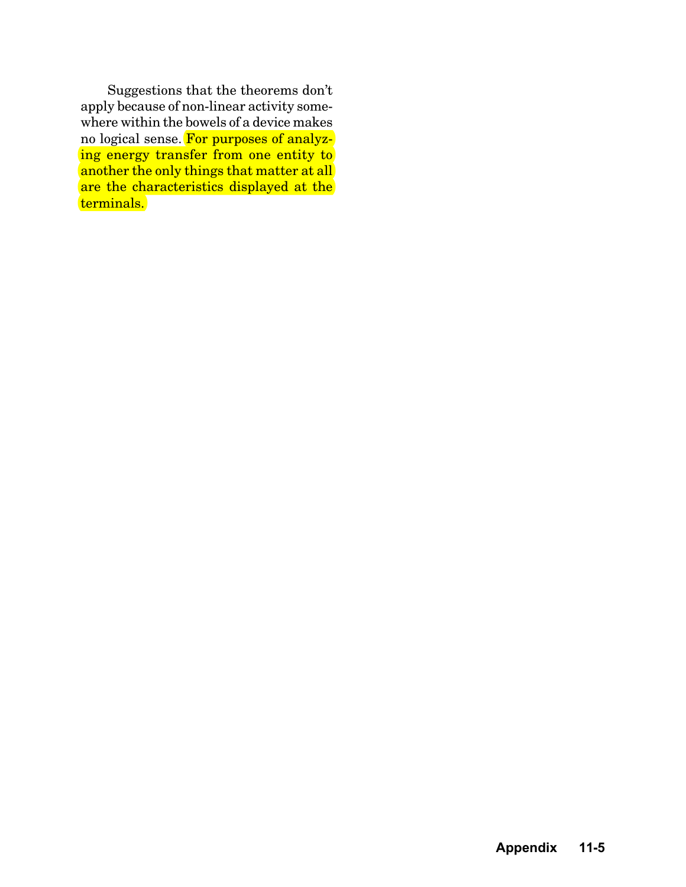Suggestions that the theorems don't apply because of non-linear activity somewhere within the bowels of a device makes no logical sense. For purposes of analyzing energy transfer from one entity to another the only things that matter at all are the characteristics displayed at the terminals.